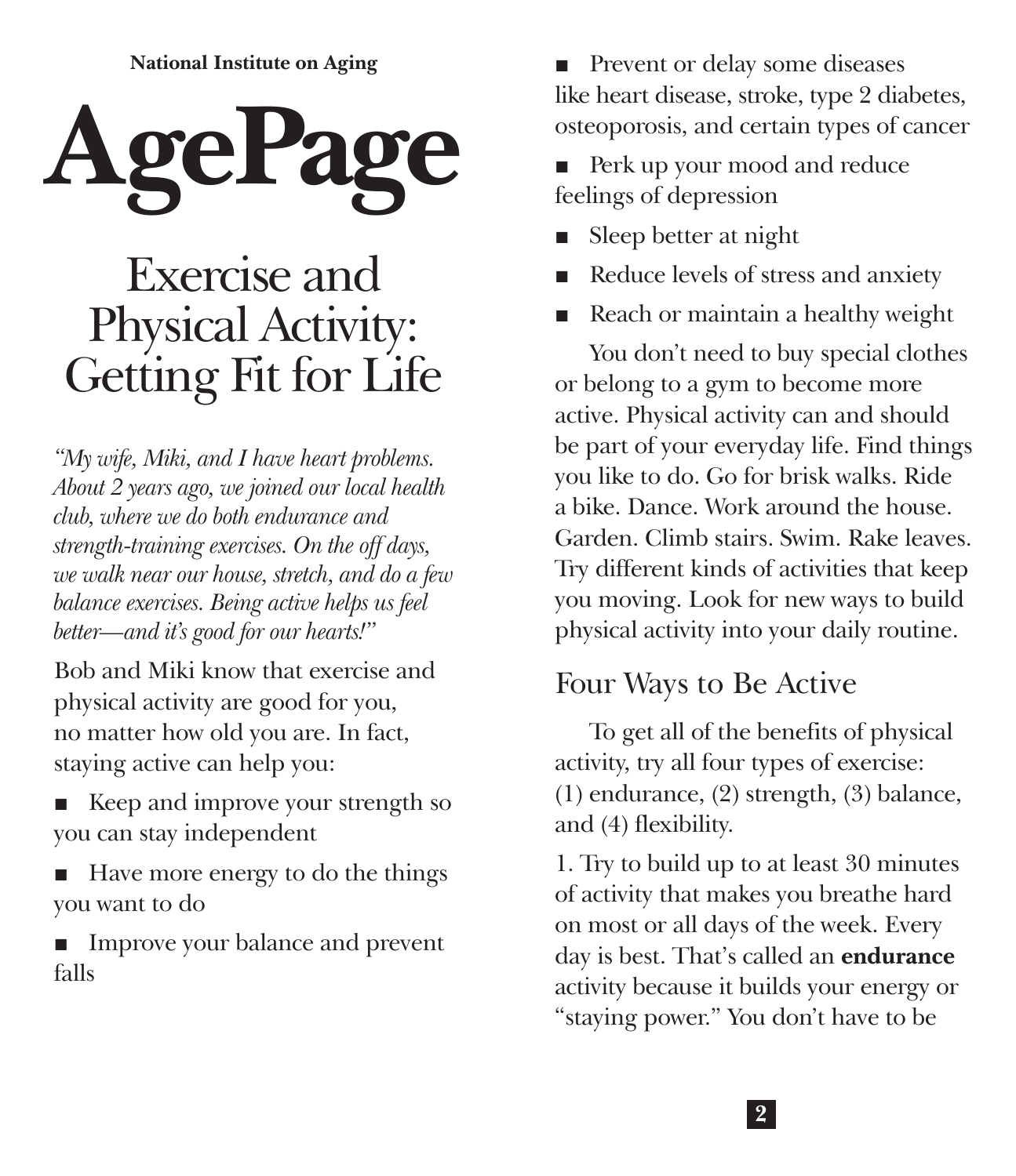**National Institute on Aging**

# AgePage

## Exercise and Physical Activity: Getting Fit for Life

*"My wife, Miki, and I have heart problems. About 2 years ago, we joined our local health club, where we do both endurance and strength-training exercises. On the off days, we walk near our house, stretch, and do a few balance exercises. Being active helps us feel better—and it's good for our hearts!"*

Bob and Miki know that exercise and physical activity are good for you, no matter how old you are. In fact, staying active can help you:

- Keep and improve your strength so you can stay independent
- Have more energy to do the things you want to do
- Improve your balance and prevent falls
- Prevent or delay some diseases like heart disease, stroke, type 2 diabetes, osteoporosis, and certain types of cancer
- Perk up your mood and reduce feelings of depression
- Sleep better at night
- Reduce levels of stress and anxiety
- Reach or maintain a healthy weight

You don't need to buy special clothes or belong to a gym to become more active. Physical activity can and should be part of your everyday life. Find things you like to do. Go for brisk walks. Ride a bike. Dance. Work around the house. Garden. Climb stairs. Swim. Rake leaves. Try different kinds of activities that keep you moving. Look for new ways to build physical activity into your daily routine.

### Four Ways to Be Active

To get all of the benefits of physical activity, try all four types of exercise: (1) endurance, (2) strength, (3) balance, and (4) flexibility.

1. Try to build up to at least 30 minutes of activity that makes you breathe hard on most or all days of the week. Every day is best. That's called an **endurance** activity because it builds your energy or "staying power." You don't have to be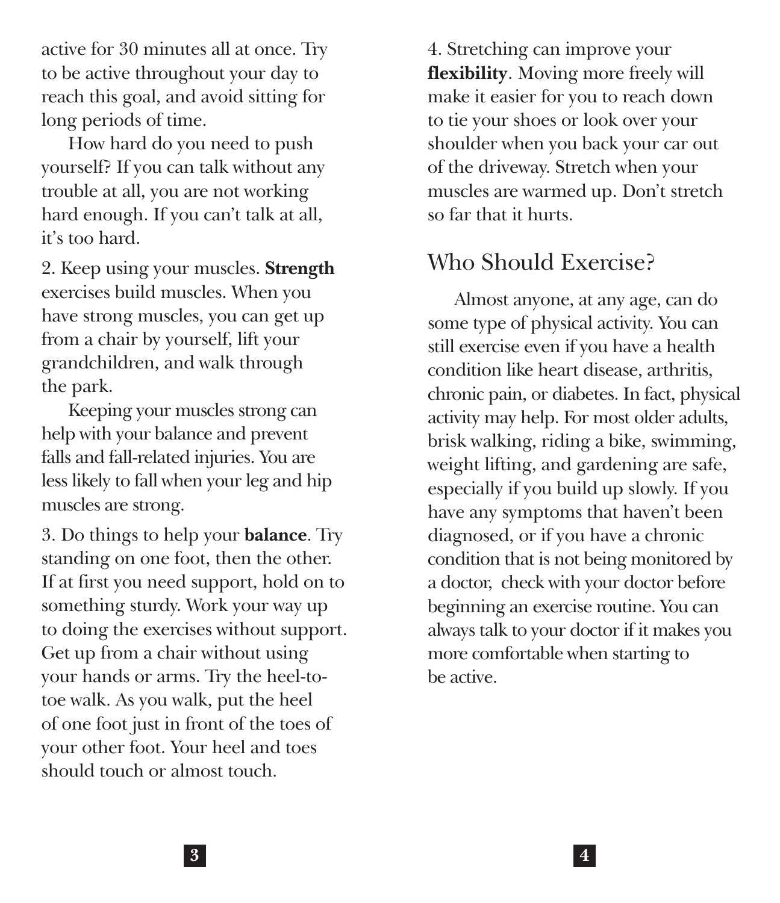active for 30 minutes all at once. Try to be active throughout your day to reach this goal, and avoid sitting for long periods of time.

How hard do you need to push yourself? If you can talk without any trouble at all, you are not working hard enough. If you can't talk at all, it's too hard.

2. Keep using your muscles. **Strength** exercises build muscles. When you have strong muscles, you can get up from a chair by yourself, lift your grandchildren, and walk through the park.

Keeping your muscles strong can help with your balance and prevent falls and fall-related injuries. You are less likely to fall when your leg and hip muscles are strong.

3. Do things to help your **balance**. Try standing on one foot, then the other. If at first you need support, hold on to something sturdy. Work your way up to doing the exercises without support. Get up from a chair without using your hands or arms. Try the heel-to-toe walk. As you walk, put the heel of one foot just in front of the toes of your other foot. Your heel and toes should touch or almost touch.

4. Stretching can improve your **flexibility**. Moving more freely will make it easier for you to reach down to tie your shoes or look over your shoulder when you back your car out of the driveway. Stretch when your muscles are warmed up. Don't stretch so far that it hurts.

## Who Should Exercise?

Almost anyone, at any age, can do some type of physical activity. You can still exercise even if you have a health condition like heart disease, arthritis, chronic pain, or diabetes. In fact, physical activity may help. For most older adults, brisk walking, riding a bike, swimming, weight lifting, and gardening are safe, especially if you build up slowly. If you have any symptoms that haven't been diagnosed, or if you have a chronic condition that is not being monitored by a doctor, check with your doctor before beginning an exercise routine. You can always talk to your doctor if it makes you more comfortable when starting to be active.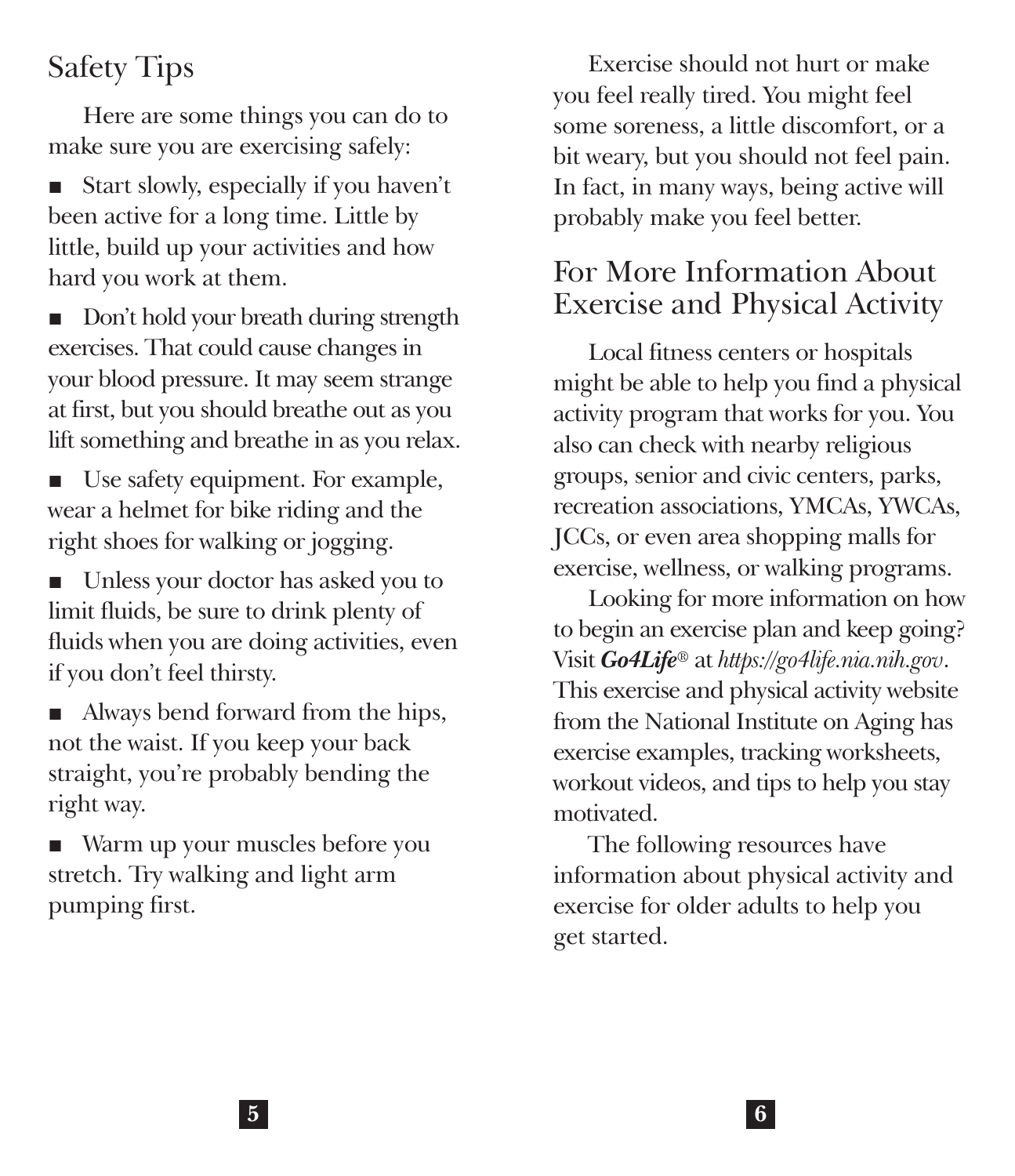## Safety Tips

Here are some things you can do to make sure you are exercising safely:

- Start slowly, especially if you haven't been active for a long time. Little by little, build up your activities and how hard you work at them.
- Don't hold your breath during strength exercises. That could cause changes in your blood pressure. It may seem strange at first, but you should breathe out as you lift something and breathe in as you relax.
- Use safety equipment. For example, wear a helmet for bike riding and the right shoes for walking or jogging.
- Unless your doctor has asked you to limit fluids, be sure to drink plenty of fluids when you are doing activities, even if you don't feel thirsty.
- Always bend forward from the hips, not the waist. If you keep your back straight, you're probably bending the right way.
- Warm up your muscles before you stretch. Try walking and light arm pumping first.

Exercise should not hurt or make you feel really tired. You might feel some soreness, a little discomfort, or a bit weary, but you should not feel pain. In fact, in many ways, being active will probably make you feel better.

## For More Information About Exercise and Physical Activity

Local fitness centers or hospitals might be able to help you find a physical activity program that works for you. You also can check with nearby religious groups, senior and civic centers, parks, recreation associations, YMCAs, YWCAs, JCCs, or even area shopping malls for exercise, wellness, or walking programs.

Looking for more information on how to begin an exercise plan and keep going? Visit ***Go4Life***® at *https://go4life.nia.nih.gov*. This exercise and physical activity website from the National Institute on Aging has exercise examples, tracking worksheets, workout videos, and tips to help you stay motivated.

The following resources have information about physical activity and exercise for older adults to help you get started.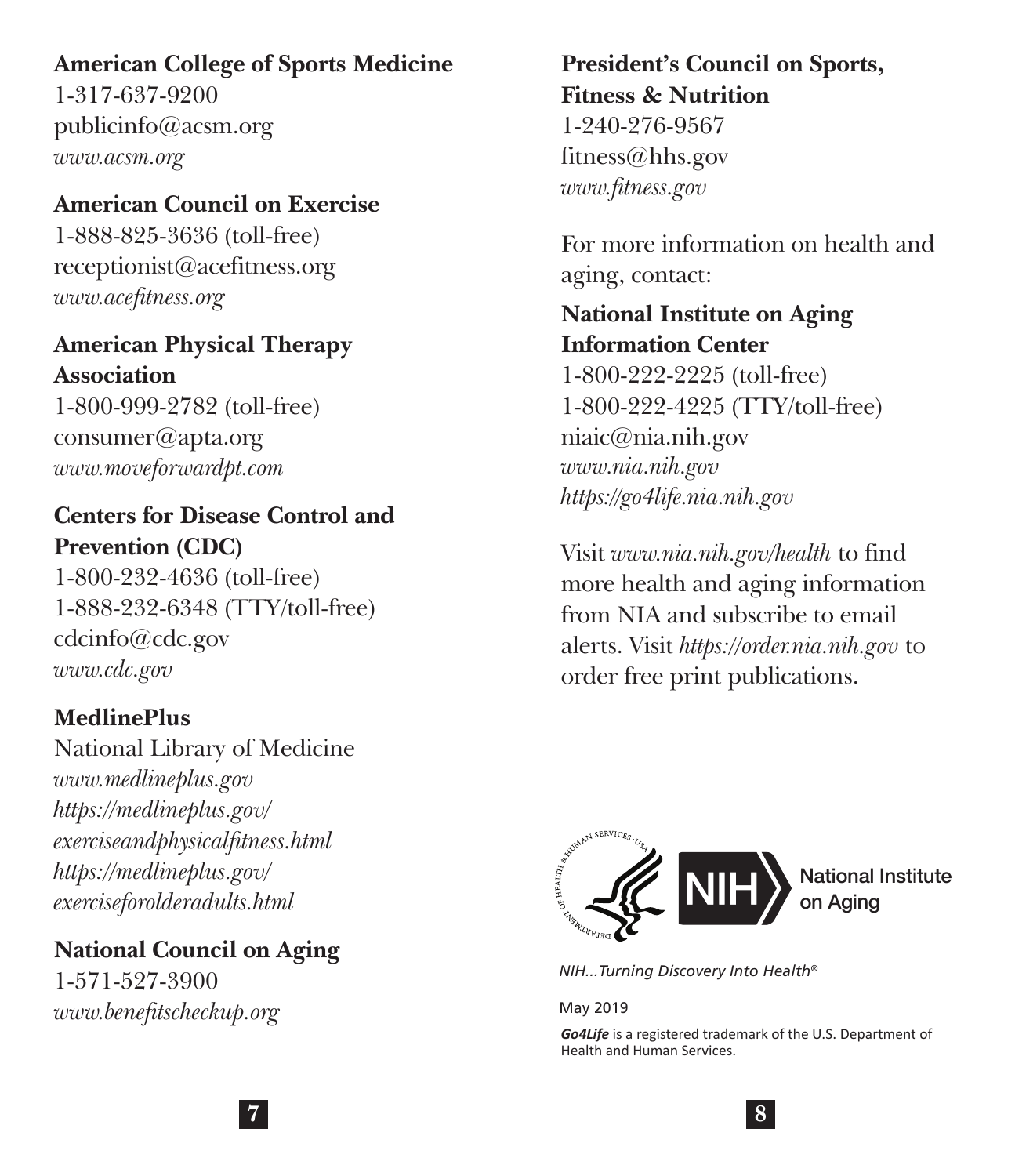**American College of Sports Medicine**
1-317-637-9200
publicinfo@acsm.org
*www.acsm.org*

**American Council on Exercise**
1-888-825-3636 (toll-free)
receptionist@acefitness.org
*www.acefitness.org*

**American Physical Therapy Association**
1-800-999-2782 (toll-free)
consumer@apta.org
*www.moveforwardpt.com*

**Centers for Disease Control and Prevention (CDC)**
1-800-232-4636 (toll-free)
1-888-232-6348 (TTY/toll-free)
cdcinfo@cdc.gov
*www.cdc.gov*

**MedlinePlus**
National Library of Medicine
*www.medlineplus.gov*
*https://medlineplus.gov/exerciseandphysicalfitness.html*
*https://medlineplus.gov/exerciseforolderadults.html*

**National Council on Aging**
1-571-527-3900
*www.benefitscheckup.org*

**President's Council on Sports, Fitness & Nutrition**
1-240-276-9567
fitness@hhs.gov
*www.fitness.gov*

For more information on health and aging, contact:

**National Institute on Aging Information Center**
1-800-222-2225 (toll-free)
1-800-222-4225 (TTY/toll-free)
niaic@nia.nih.gov
*www.nia.nih.gov*
*https://go4life.nia.nih.gov*

Visit *www.nia.nih.gov/health* to find more health and aging information from NIA and subscribe to email alerts. Visit *https://order.nia.nih.gov* to order free print publications.

NIH National Institute on Aging

*NIH...Turning Discovery Into Health®*

May 2019

***Go4Life*** is a registered trademark of the U.S. Department of Health and Human Services.